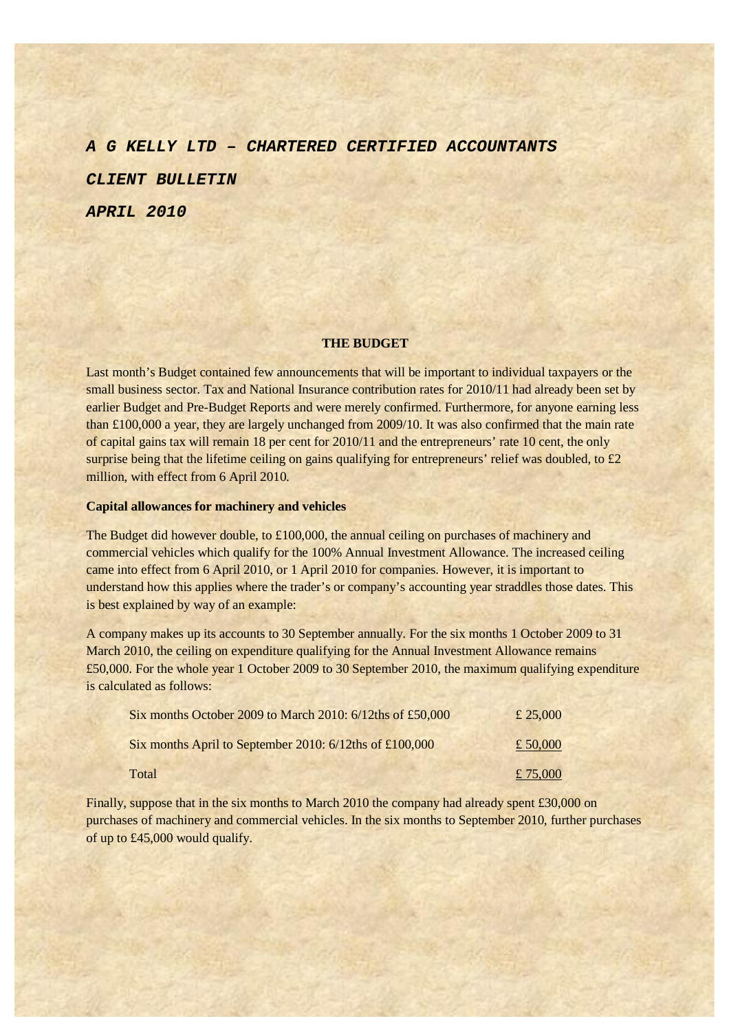***A G KELLY LTD – CHARTERED CERTIFIED ACCOUNTANTS***

***CLIENT BULLETIN***

***APRIL 2010***

## THE BUDGET

Last month's Budget contained few announcements that will be important to individual taxpayers or the small business sector. Tax and National Insurance contribution rates for 2010/11 had already been set by earlier Budget and Pre-Budget Reports and were merely confirmed. Furthermore, for anyone earning less than £100,000 a year, they are largely unchanged from 2009/10. It was also confirmed that the main rate of capital gains tax will remain 18 per cent for 2010/11 and the entrepreneurs' rate 10 cent, the only surprise being that the lifetime ceiling on gains qualifying for entrepreneurs' relief was doubled, to £2 million, with effect from 6 April 2010.

### Capital allowances for machinery and vehicles

The Budget did however double, to £100,000, the annual ceiling on purchases of machinery and commercial vehicles which qualify for the 100% Annual Investment Allowance. The increased ceiling came into effect from 6 April 2010, or 1 April 2010 for companies. However, it is important to understand how this applies where the trader's or company's accounting year straddles those dates. This is best explained by way of an example:

A company makes up its accounts to 30 September annually. For the six months 1 October 2009 to 31 March 2010, the ceiling on expenditure qualifying for the Annual Investment Allowance remains £50,000. For the whole year 1 October 2009 to 30 September 2010, the maximum qualifying expenditure is calculated as follows:

| | |
|---|---|
| Six months October 2009 to March 2010: 6/12ths of £50,000 | £ 25,000 |
| Six months April to September 2010: 6/12ths of £100,000 | £ 50,000 |
| Total | £ 75,000 |

Finally, suppose that in the six months to March 2010 the company had already spent £30,000 on purchases of machinery and commercial vehicles. In the six months to September 2010, further purchases of up to £45,000 would qualify.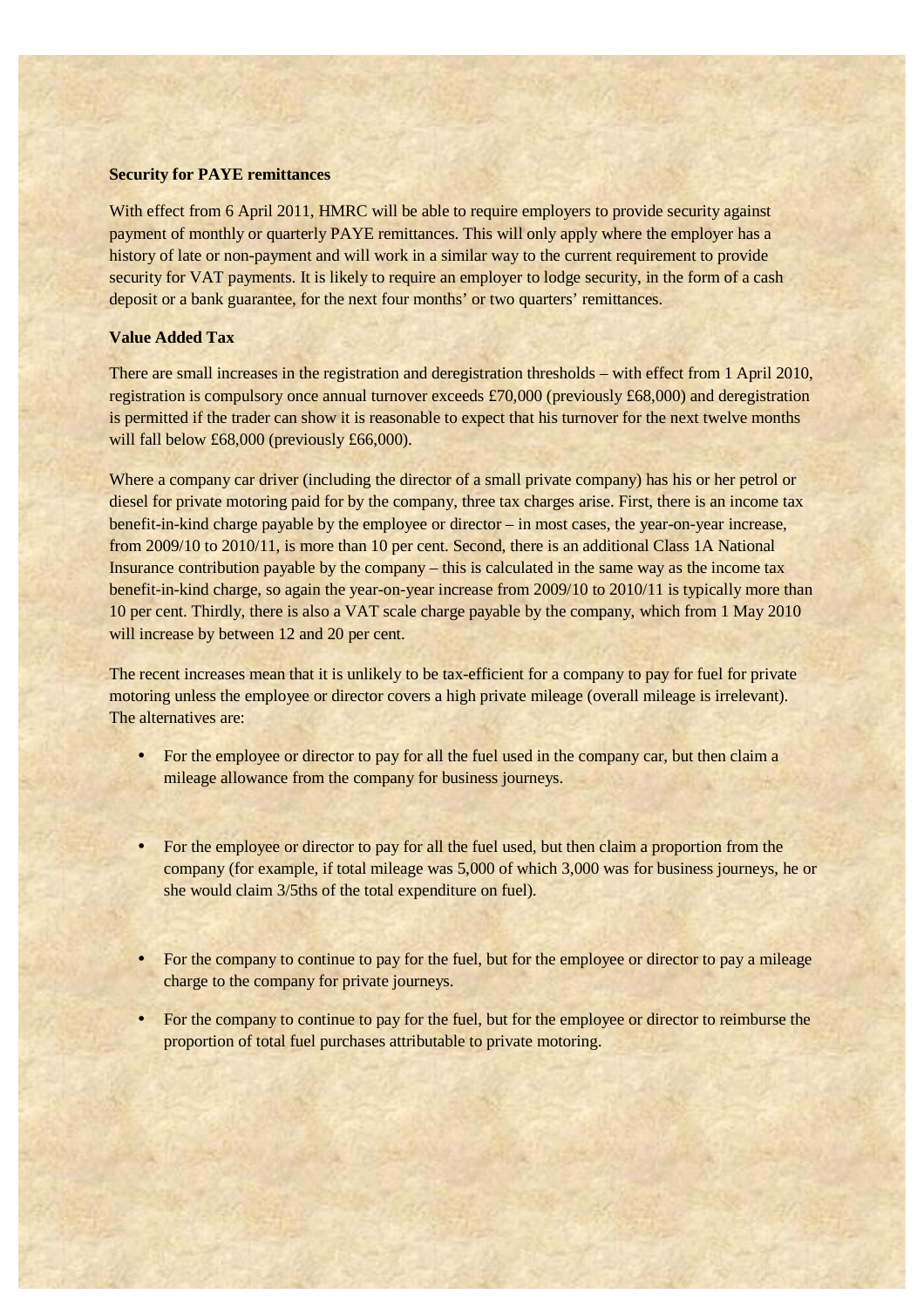**Security for PAYE remittances**

With effect from 6 April 2011, HMRC will be able to require employers to provide security against payment of monthly or quarterly PAYE remittances. This will only apply where the employer has a history of late or non-payment and will work in a similar way to the current requirement to provide security for VAT payments. It is likely to require an employer to lodge security, in the form of a cash deposit or a bank guarantee, for the next four months' or two quarters' remittances.

**Value Added Tax**

There are small increases in the registration and deregistration thresholds – with effect from 1 April 2010, registration is compulsory once annual turnover exceeds £70,000 (previously £68,000) and deregistration is permitted if the trader can show it is reasonable to expect that his turnover for the next twelve months will fall below £68,000 (previously £66,000).

Where a company car driver (including the director of a small private company) has his or her petrol or diesel for private motoring paid for by the company, three tax charges arise. First, there is an income tax benefit-in-kind charge payable by the employee or director – in most cases, the year-on-year increase, from 2009/10 to 2010/11, is more than 10 per cent. Second, there is an additional Class 1A National Insurance contribution payable by the company – this is calculated in the same way as the income tax benefit-in-kind charge, so again the year-on-year increase from 2009/10 to 2010/11 is typically more than 10 per cent. Thirdly, there is also a VAT scale charge payable by the company, which from 1 May 2010 will increase by between 12 and 20 per cent.

The recent increases mean that it is unlikely to be tax-efficient for a company to pay for fuel for private motoring unless the employee or director covers a high private mileage (overall mileage is irrelevant). The alternatives are:

- For the employee or director to pay for all the fuel used in the company car, but then claim a mileage allowance from the company for business journeys.
- For the employee or director to pay for all the fuel used, but then claim a proportion from the company (for example, if total mileage was 5,000 of which 3,000 was for business journeys, he or she would claim 3/5ths of the total expenditure on fuel).
- For the company to continue to pay for the fuel, but for the employee or director to pay a mileage charge to the company for private journeys.
- For the company to continue to pay for the fuel, but for the employee or director to reimburse the proportion of total fuel purchases attributable to private motoring.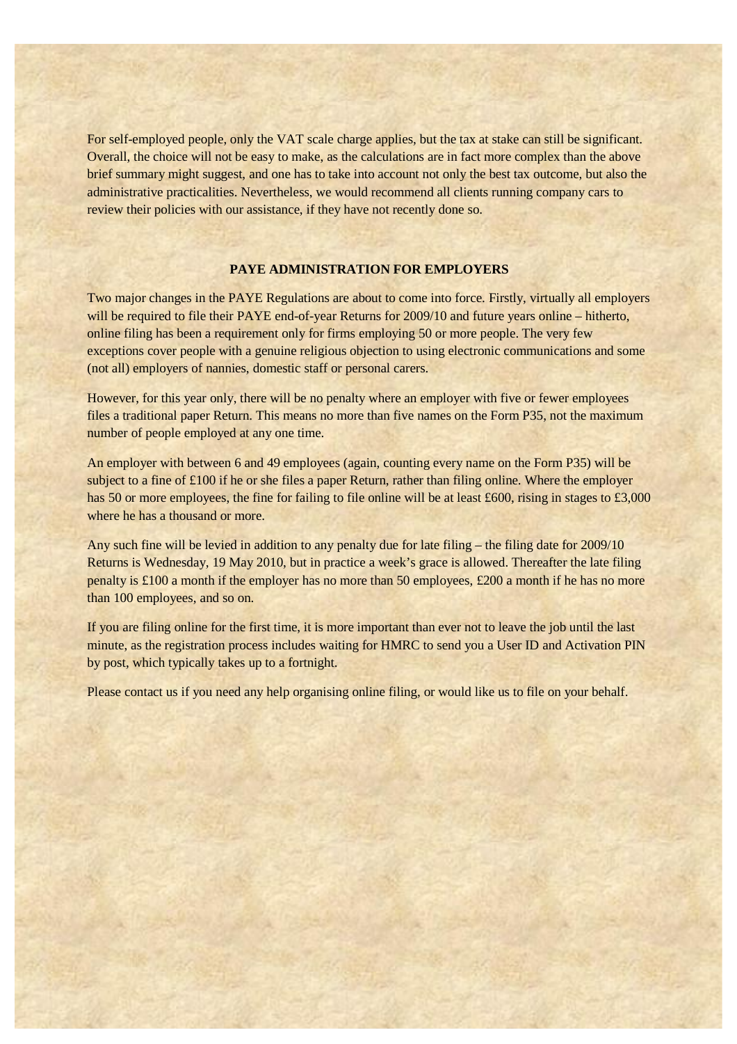For self-employed people, only the VAT scale charge applies, but the tax at stake can still be significant. Overall, the choice will not be easy to make, as the calculations are in fact more complex than the above brief summary might suggest, and one has to take into account not only the best tax outcome, but also the administrative practicalities. Nevertheless, we would recommend all clients running company cars to review their policies with our assistance, if they have not recently done so.

## PAYE ADMINISTRATION FOR EMPLOYERS

Two major changes in the PAYE Regulations are about to come into force. Firstly, virtually all employers will be required to file their PAYE end-of-year Returns for 2009/10 and future years online – hitherto, online filing has been a requirement only for firms employing 50 or more people. The very few exceptions cover people with a genuine religious objection to using electronic communications and some (not all) employers of nannies, domestic staff or personal carers.

However, for this year only, there will be no penalty where an employer with five or fewer employees files a traditional paper Return. This means no more than five names on the Form P35, not the maximum number of people employed at any one time.

An employer with between 6 and 49 employees (again, counting every name on the Form P35) will be subject to a fine of £100 if he or she files a paper Return, rather than filing online. Where the employer has 50 or more employees, the fine for failing to file online will be at least £600, rising in stages to £3,000 where he has a thousand or more.

Any such fine will be levied in addition to any penalty due for late filing – the filing date for 2009/10 Returns is Wednesday, 19 May 2010, but in practice a week's grace is allowed. Thereafter the late filing penalty is £100 a month if the employer has no more than 50 employees, £200 a month if he has no more than 100 employees, and so on.

If you are filing online for the first time, it is more important than ever not to leave the job until the last minute, as the registration process includes waiting for HMRC to send you a User ID and Activation PIN by post, which typically takes up to a fortnight.

Please contact us if you need any help organising online filing, or would like us to file on your behalf.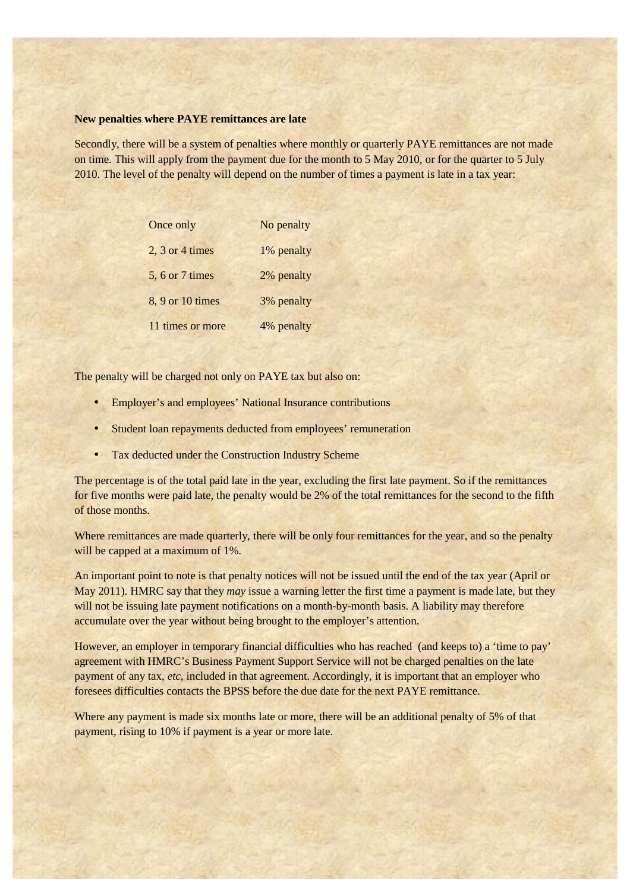**New penalties where PAYE remittances are late**

Secondly, there will be a system of penalties where monthly or quarterly PAYE remittances are not made on time. This will apply from the payment due for the month to 5 May 2010, or for the quarter to 5 July 2010. The level of the penalty will depend on the number of times a payment is late in a tax year:

| | |
|---|---|
| Once only | No penalty |
| 2, 3 or 4 times | 1% penalty |
| 5, 6 or 7 times | 2% penalty |
| 8, 9 or 10 times | 3% penalty |
| 11 times or more | 4% penalty |

The penalty will be charged not only on PAYE tax but also on:

- Employer's and employees' National Insurance contributions
- Student loan repayments deducted from employees' remuneration
- Tax deducted under the Construction Industry Scheme

The percentage is of the total paid late in the year, excluding the first late payment. So if the remittances for five months were paid late, the penalty would be 2% of the total remittances for the second to the fifth of those months.

Where remittances are made quarterly, there will be only four remittances for the year, and so the penalty will be capped at a maximum of 1%.

An important point to note is that penalty notices will not be issued until the end of the tax year (April or May 2011). HMRC say that they *may* issue a warning letter the first time a payment is made late, but they will not be issuing late payment notifications on a month-by-month basis. A liability may therefore accumulate over the year without being brought to the employer's attention.

However, an employer in temporary financial difficulties who has reached (and keeps to) a 'time to pay' agreement with HMRC's Business Payment Support Service will not be charged penalties on the late payment of any tax, *etc*, included in that agreement. Accordingly, it is important that an employer who foresees difficulties contacts the BPSS before the due date for the next PAYE remittance.

Where any payment is made six months late or more, there will be an additional penalty of 5% of that payment, rising to 10% if payment is a year or more late.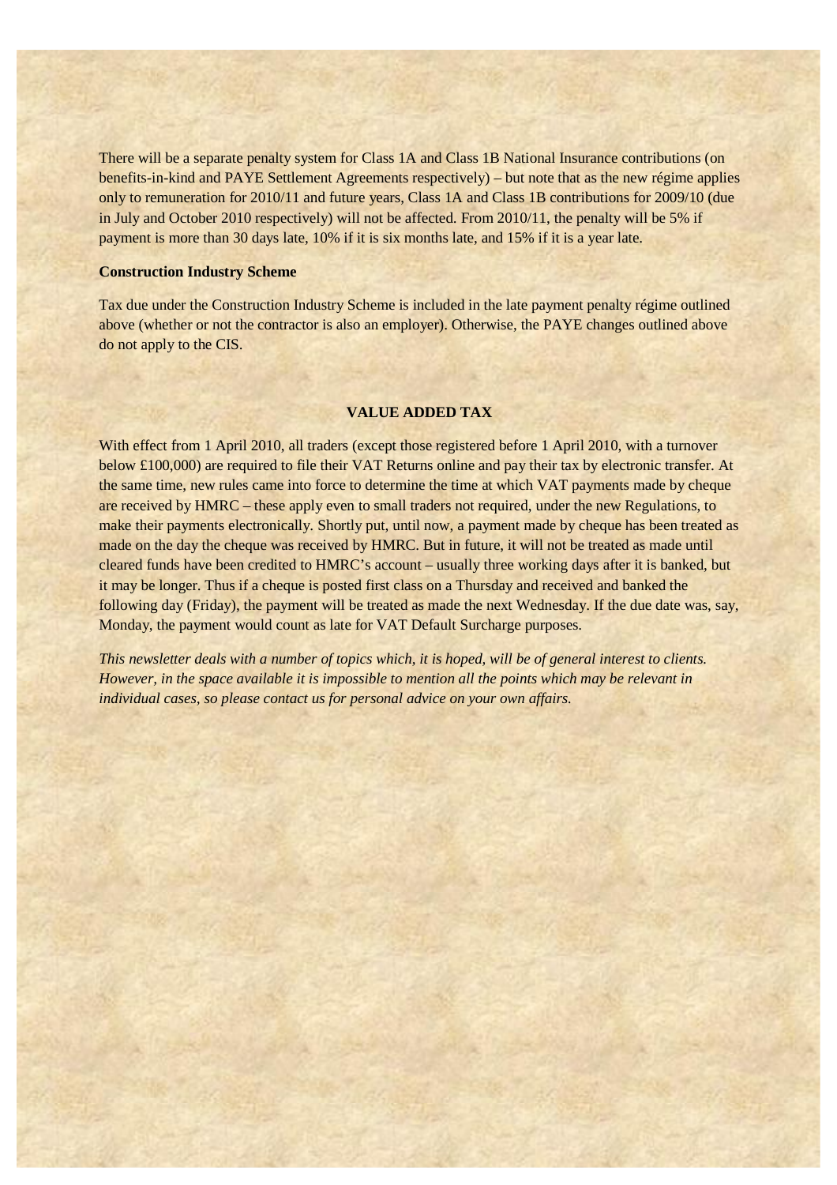There will be a separate penalty system for Class 1A and Class 1B National Insurance contributions (on benefits-in-kind and PAYE Settlement Agreements respectively) – but note that as the new régime applies only to remuneration for 2010/11 and future years, Class 1A and Class 1B contributions for 2009/10 (due in July and October 2010 respectively) will not be affected. From 2010/11, the penalty will be 5% if payment is more than 30 days late, 10% if it is six months late, and 15% if it is a year late.

**Construction Industry Scheme**

Tax due under the Construction Industry Scheme is included in the late payment penalty régime outlined above (whether or not the contractor is also an employer). Otherwise, the PAYE changes outlined above do not apply to the CIS.

## VALUE ADDED TAX

With effect from 1 April 2010, all traders (except those registered before 1 April 2010, with a turnover below £100,000) are required to file their VAT Returns online and pay their tax by electronic transfer. At the same time, new rules came into force to determine the time at which VAT payments made by cheque are received by HMRC – these apply even to small traders not required, under the new Regulations, to make their payments electronically. Shortly put, until now, a payment made by cheque has been treated as made on the day the cheque was received by HMRC. But in future, it will not be treated as made until cleared funds have been credited to HMRC's account – usually three working days after it is banked, but it may be longer. Thus if a cheque is posted first class on a Thursday and received and banked the following day (Friday), the payment will be treated as made the next Wednesday. If the due date was, say, Monday, the payment would count as late for VAT Default Surcharge purposes.

*This newsletter deals with a number of topics which, it is hoped, will be of general interest to clients. However, in the space available it is impossible to mention all the points which may be relevant in individual cases, so please contact us for personal advice on your own affairs.*